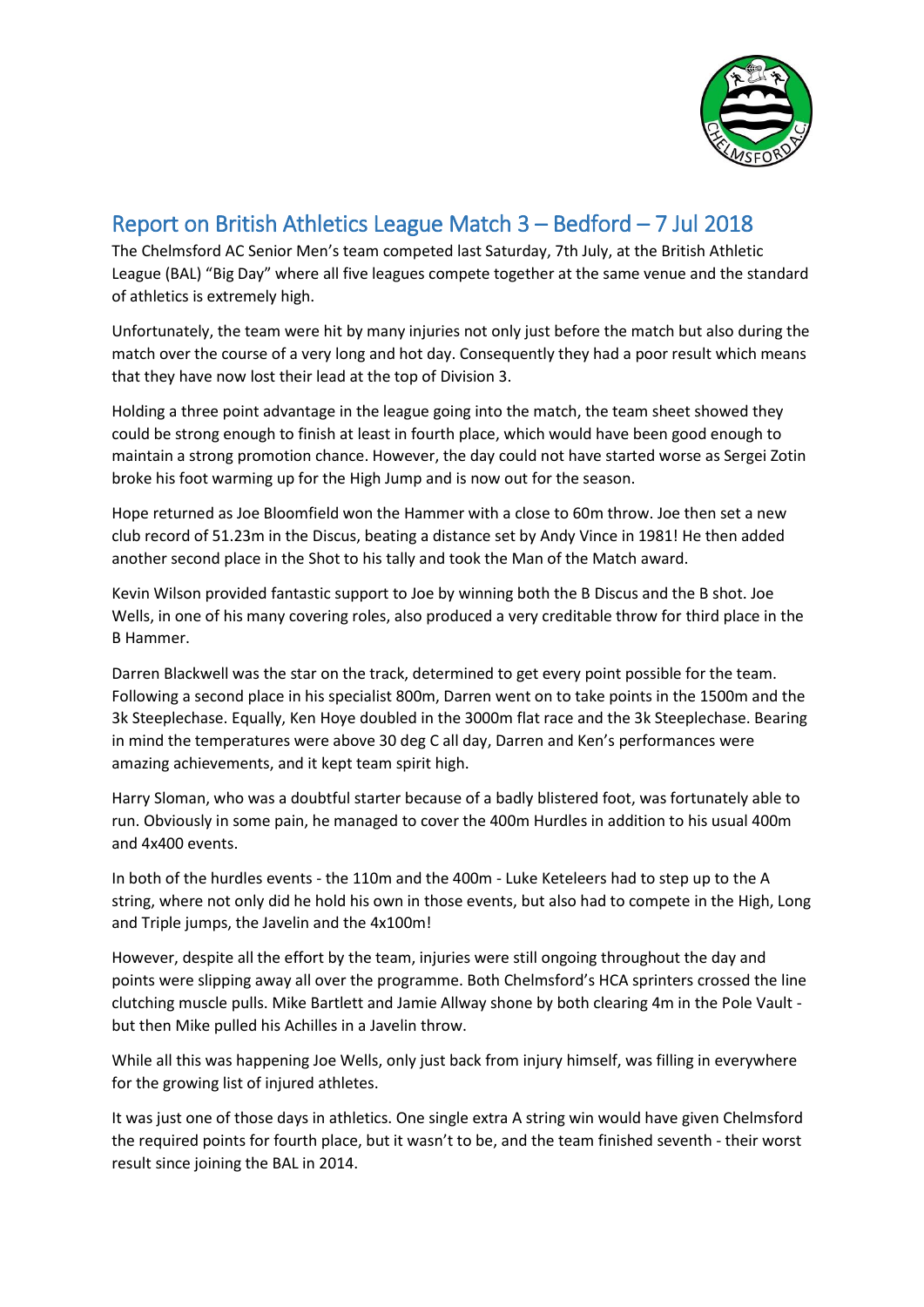# Report on British Athletics League Match 3 – Bedford – 7 Jul 2018

The Chelmsford AC Senior Men's team competed last Saturday, 7th July, at the British Athletic League (BAL) "Big Day" where all five leagues compete together at the same venue and the standard of athletics is extremely high.

Unfortunately, the team were hit by many injuries not only just before the match but also during the match over the course of a very long and hot day. Consequently they had a poor result which means that they have now lost their lead at the top of Division 3.

Holding a three point advantage in the league going into the match, the team sheet showed they could be strong enough to finish at least in fourth place, which would have been good enough to maintain a strong promotion chance. However, the day could not have started worse as Sergei Zotin broke his foot warming up for the High Jump and is now out for the season.

Hope returned as Joe Bloomfield won the Hammer with a close to 60m throw. Joe then set a new club record of 51.23m in the Discus, beating a distance set by Andy Vince in 1981! He then added another second place in the Shot to his tally and took the Man of the Match award.

Kevin Wilson provided fantastic support to Joe by winning both the B Discus and the B shot. Joe Wells, in one of his many covering roles, also produced a very creditable throw for third place in the B Hammer.

Darren Blackwell was the star on the track, determined to get every point possible for the team. Following a second place in his specialist 800m, Darren went on to take points in the 1500m and the 3k Steeplechase. Equally, Ken Hoye doubled in the 3000m flat race and the 3k Steeplechase. Bearing in mind the temperatures were above 30 deg C all day, Darren and Ken's performances were amazing achievements, and it kept team spirit high.

Harry Sloman, who was a doubtful starter because of a badly blistered foot, was fortunately able to run. Obviously in some pain, he managed to cover the 400m Hurdles in addition to his usual 400m and 4x400 events.

In both of the hurdles events - the 110m and the 400m - Luke Keteleers had to step up to the A string, where not only did he hold his own in those events, but also had to compete in the High, Long and Triple jumps, the Javelin and the 4x100m!

However, despite all the effort by the team, injuries were still ongoing throughout the day and points were slipping away all over the programme. Both Chelmsford's HCA sprinters crossed the line clutching muscle pulls. Mike Bartlett and Jamie Allway shone by both clearing 4m in the Pole Vault - but then Mike pulled his Achilles in a Javelin throw.

While all this was happening Joe Wells, only just back from injury himself, was filling in everywhere for the growing list of injured athletes.

It was just one of those days in athletics. One single extra A string win would have given Chelmsford the required points for fourth place, but it wasn't to be, and the team finished seventh - their worst result since joining the BAL in 2014.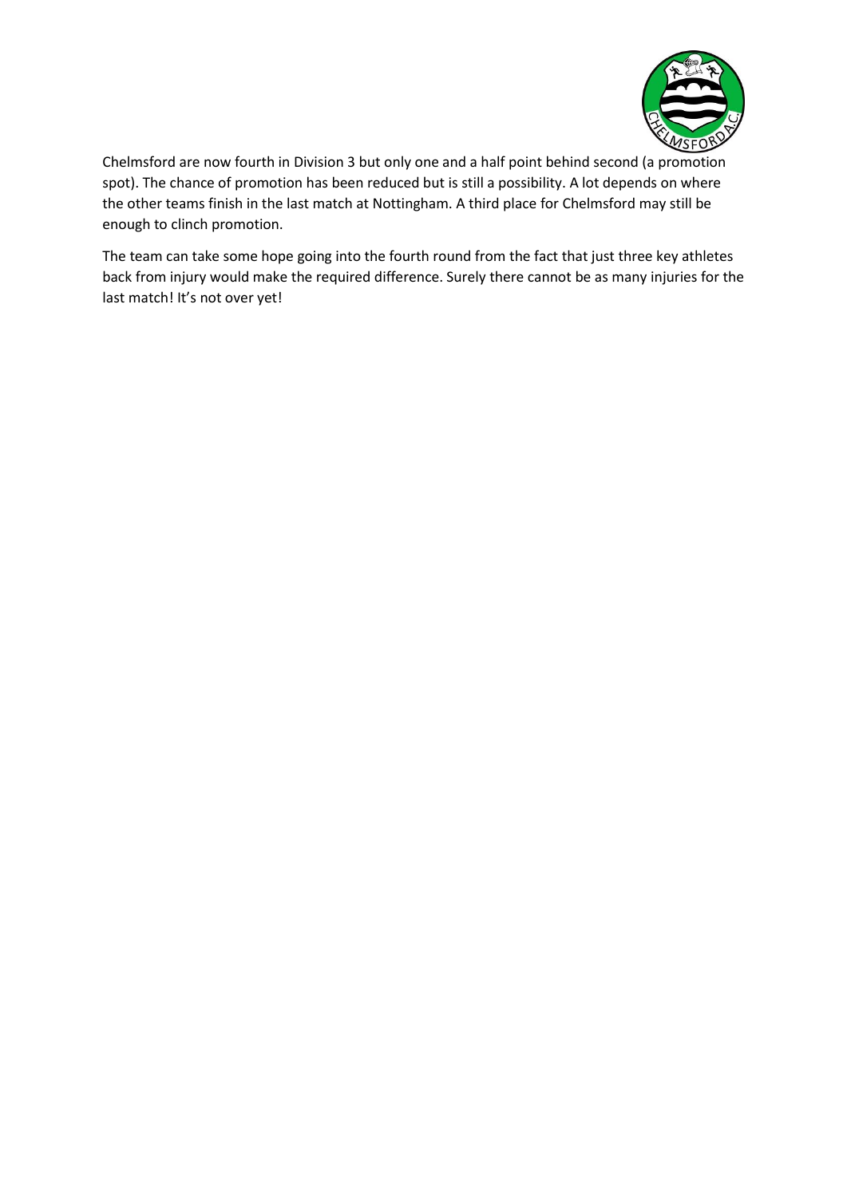Chelmsford are now fourth in Division 3 but only one and a half point behind second (a promotion spot). The chance of promotion has been reduced but is still a possibility. A lot depends on where the other teams finish in the last match at Nottingham. A third place for Chelmsford may still be enough to clinch promotion.

The team can take some hope going into the fourth round from the fact that just three key athletes back from injury would make the required difference. Surely there cannot be as many injuries for the last match! It's not over yet!